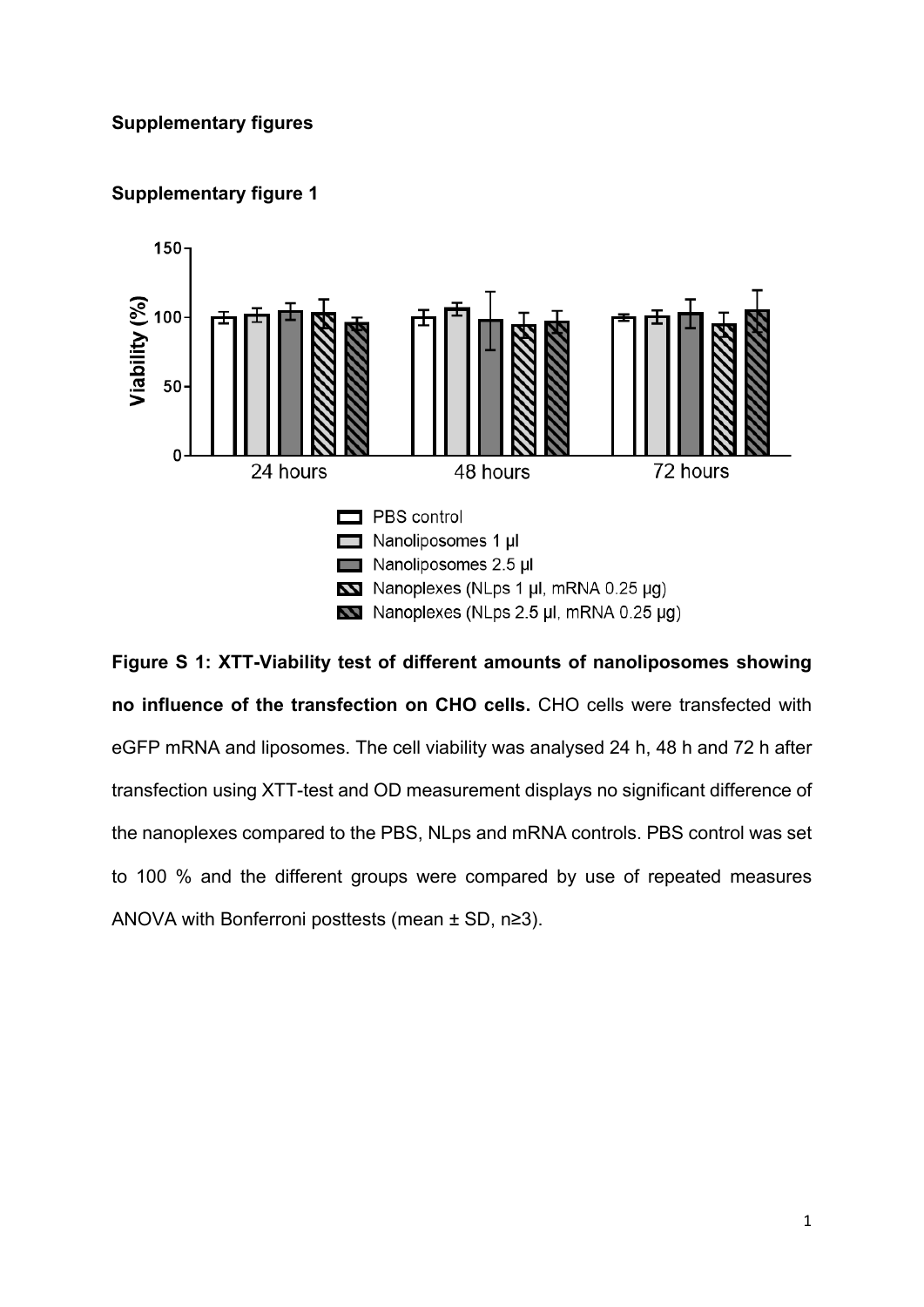**Supplementary figures**

**Supplementary figure 1**

**Figure S 1: XTT-Viability test of different amounts of nanoliposomes showing no influence of the transfection on CHO cells.** CHO cells were transfected with eGFP mRNA and liposomes. The cell viability was analysed 24 h, 48 h and 72 h after transfection using XTT-test and OD measurement displays no significant difference of the nanoplexes compared to the PBS, NLps and mRNA controls. PBS control was set to 100 % and the different groups were compared by use of repeated measures ANOVA with Bonferroni posttests (mean ± SD, n≥3).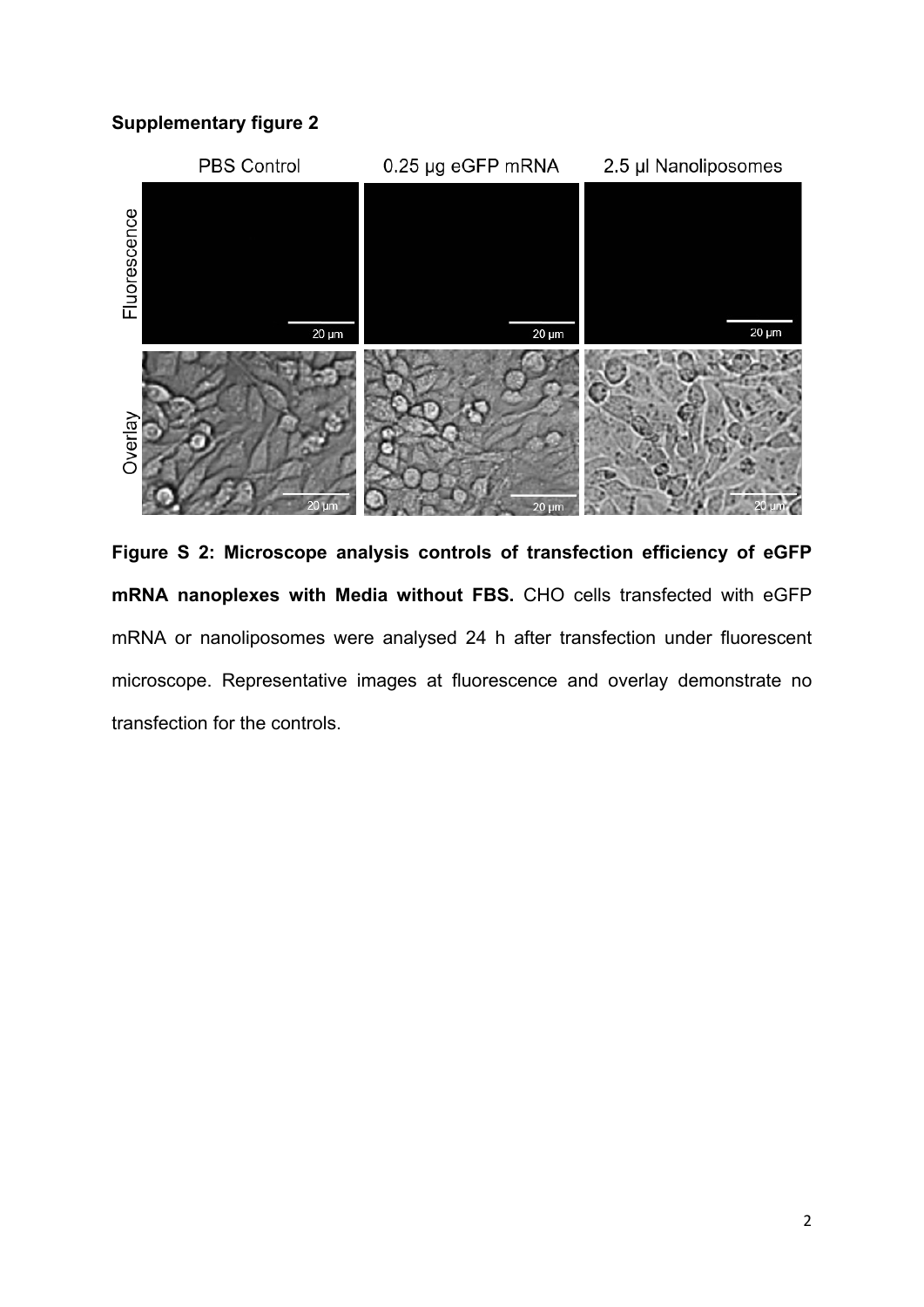**Supplementary figure 2**

**Figure S 2: Microscope analysis controls of transfection efficiency of eGFP mRNA nanoplexes with Media without FBS.** CHO cells transfected with eGFP mRNA or nanoliposomes were analysed 24 h after transfection under fluorescent microscope. Representative images at fluorescence and overlay demonstrate no transfection for the controls.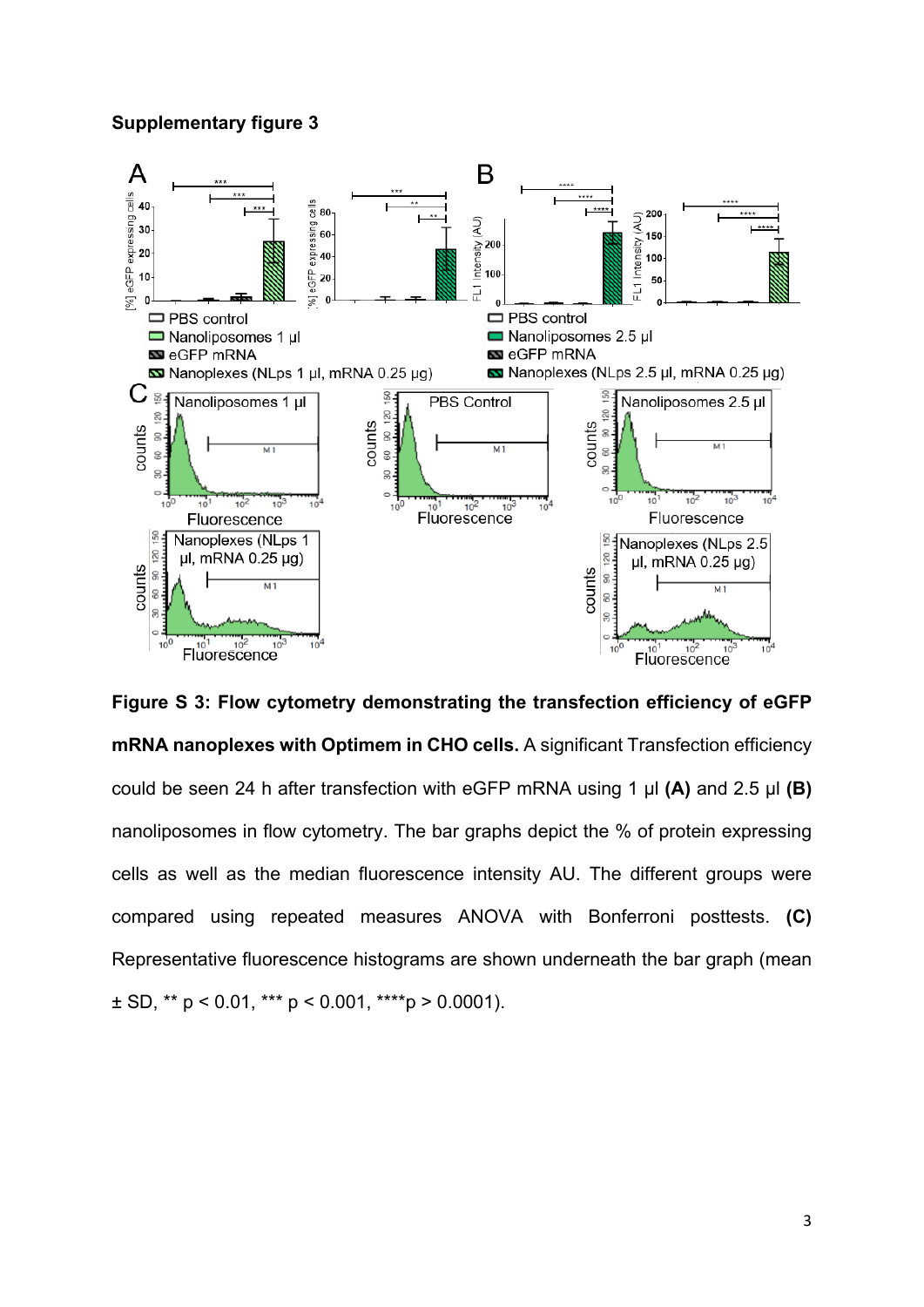**Supplementary figure 3**

**Figure S 3: Flow cytometry demonstrating the transfection efficiency of eGFP mRNA nanoplexes with Optimem in CHO cells.** A significant Transfection efficiency could be seen 24 h after transfection with eGFP mRNA using 1 µl **(A)** and 2.5 µl **(B)** nanoliposomes in flow cytometry. The bar graphs depict the % of protein expressing cells as well as the median fluorescence intensity AU. The different groups were compared using repeated measures ANOVA with Bonferroni posttests. **(C)** Representative fluorescence histograms are shown underneath the bar graph (mean ± SD, ** $p < 0.01$, *** $p < 0.001$, ****$p > 0.0001$).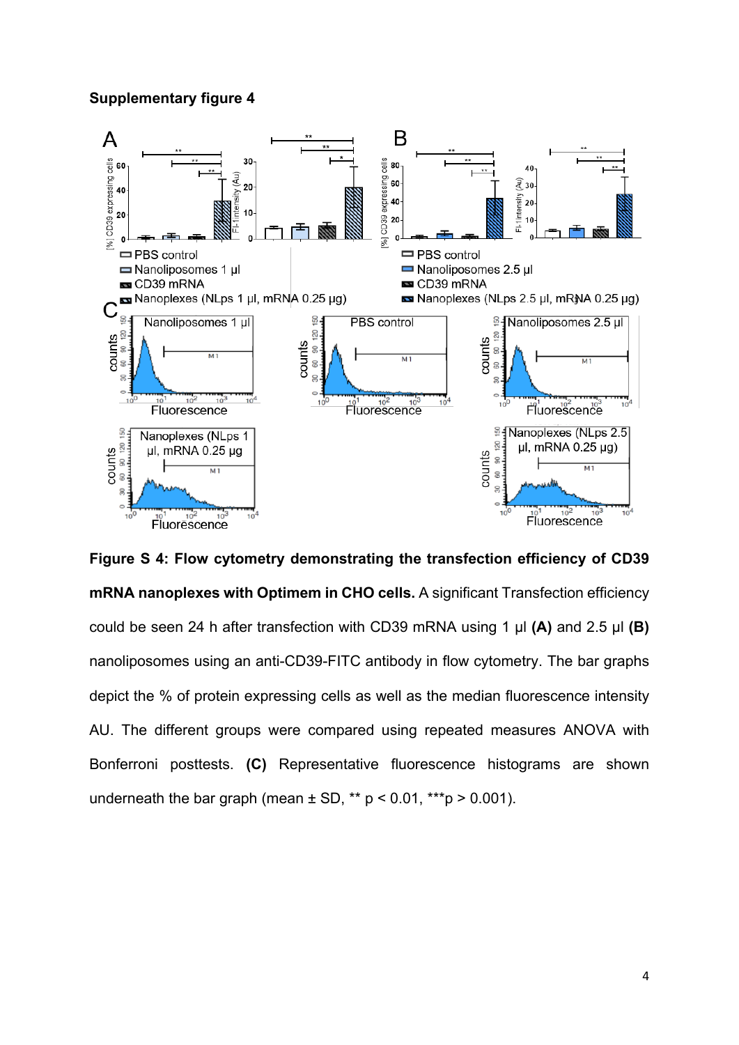**Supplementary figure 4**

**Figure S 4: Flow cytometry demonstrating the transfection efficiency of CD39 mRNA nanoplexes with Optimem in CHO cells.** A significant Transfection efficiency could be seen 24 h after transfection with CD39 mRNA using 1 µl **(A)** and 2.5 µl **(B)** nanoliposomes using an anti-CD39-FITC antibody in flow cytometry. The bar graphs depict the % of protein expressing cells as well as the median fluorescence intensity AU. The different groups were compared using repeated measures ANOVA with Bonferroni posttests. **(C)** Representative fluorescence histograms are shown underneath the bar graph (mean ± SD, ** $p < 0.01$, ***$p > 0.001$).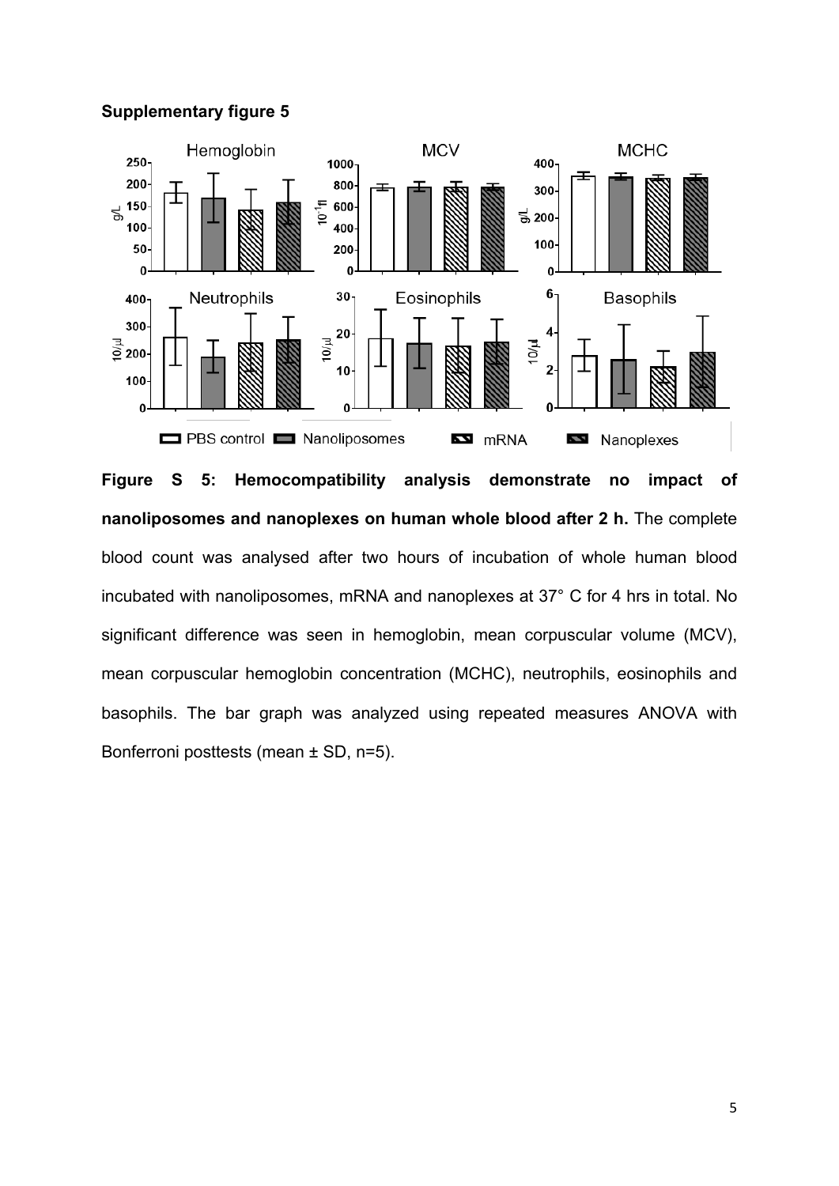**Supplementary figure 5**

**Figure S 5: Hemocompatibility analysis demonstrate no impact of nanoliposomes and nanoplexes on human whole blood after 2 h.** The complete blood count was analysed after two hours of incubation of whole human blood incubated with nanoliposomes, mRNA and nanoplexes at 37° C for 4 hrs in total. No significant difference was seen in hemoglobin, mean corpuscular volume (MCV), mean corpuscular hemoglobin concentration (MCHC), neutrophils, eosinophils and basophils. The bar graph was analyzed using repeated measures ANOVA with Bonferroni posttests (mean ± SD, n=5).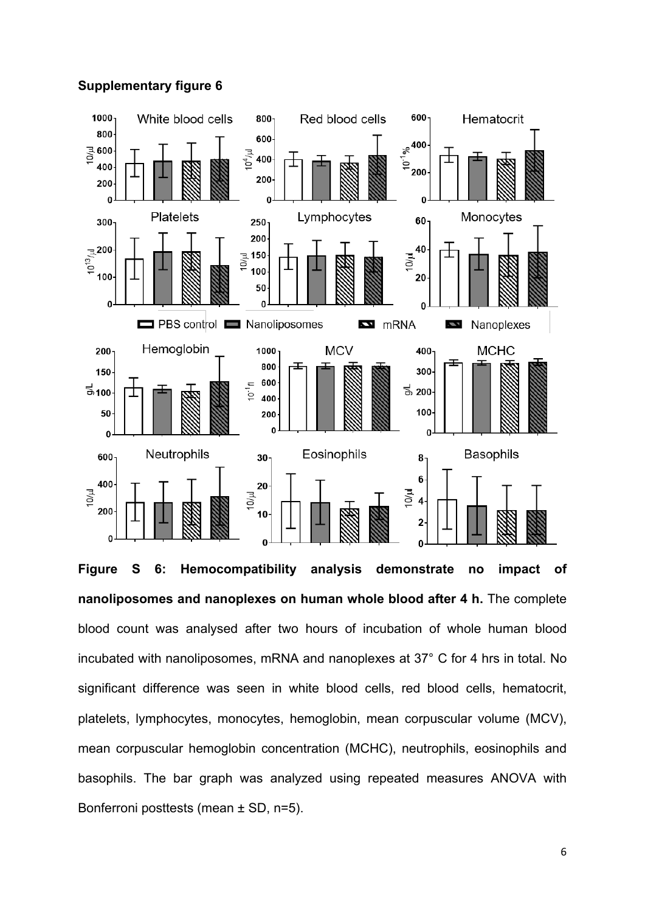**Supplementary figure 6**

White blood cells

10/µl

1000
800
600
400
200
0

Red blood cells

$10^4$/µl

800
600
400
200
0

Hematocrit

$10^{-1}$%

600
400
200
0

Platelets

$10^{13}$/µl

300
200
100
0

Lymphocytes

10/µl

250
200
150
100
50
0

Monocytes

10/µl

60
40
20
0

PBS control  Nanoliposomes  mRNA  Nanoplexes

Hemoglobin

g/L

200
150
100
50
0

MCV

$10^{-1}$fl

1000
800
600
400
200
0

MCHC

g/L

400
300
200
100
0

Neutrophils

10/µl

600
400
200
0

Eosinophils

10/µl

30
20
10
0

Basophils

10/µl

8
6
4
2
0

**Figure S 6: Hemocompatibility analysis demonstrate no impact of nanoliposomes and nanoplexes on human whole blood after 4 h.** The complete blood count was analysed after two hours of incubation of whole human blood incubated with nanoliposomes, mRNA and nanoplexes at 37° C for 4 hrs in total. No significant difference was seen in white blood cells, red blood cells, hematocrit, platelets, lymphocytes, monocytes, hemoglobin, mean corpuscular volume (MCV), mean corpuscular hemoglobin concentration (MCHC), neutrophils, eosinophils and basophils. The bar graph was analyzed using repeated measures ANOVA with Bonferroni posttests (mean ± SD, n=5).